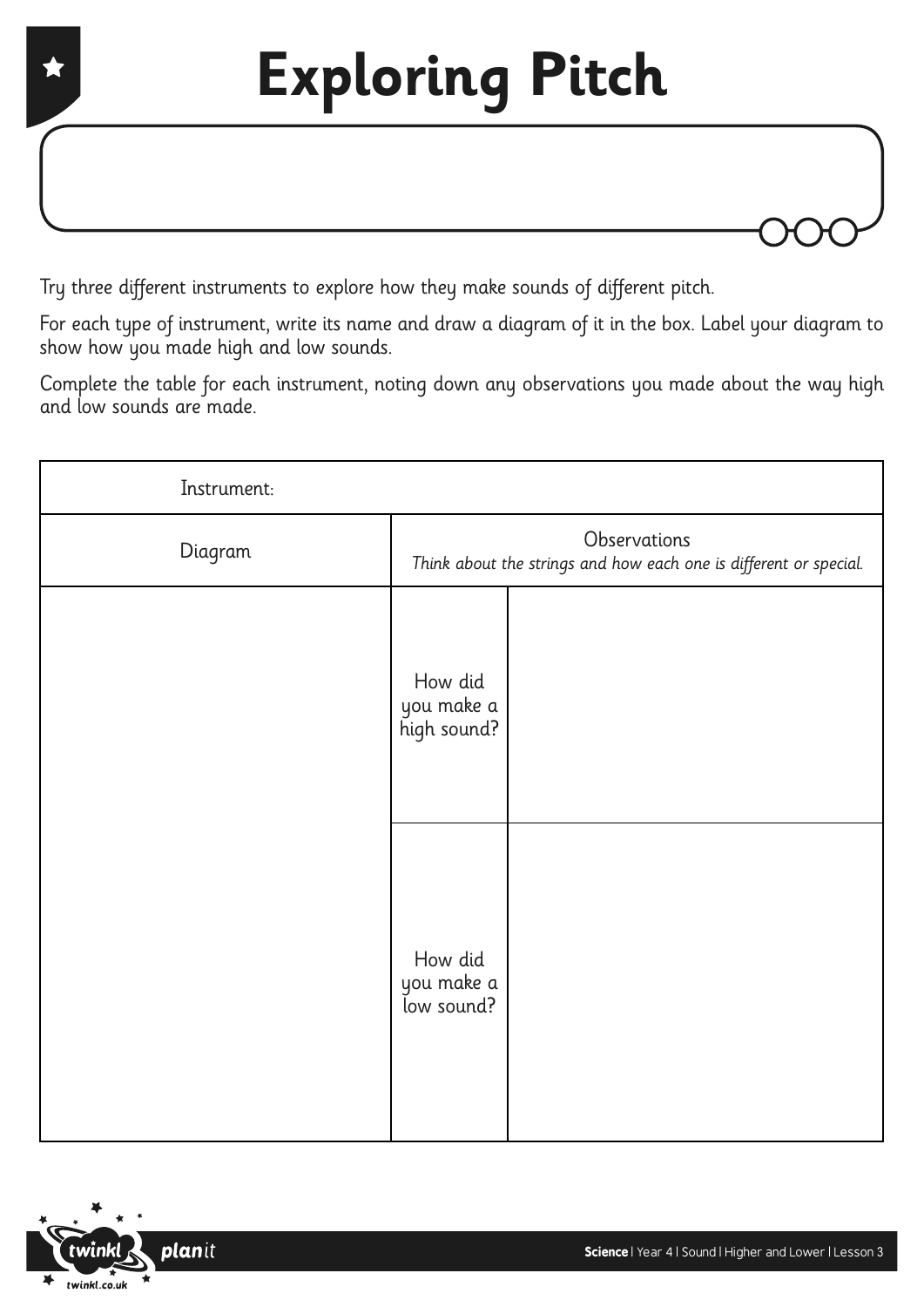# Exploring Pitch

Try three different instruments to explore how they make sounds of different pitch.

For each type of instrument, write its name and draw a diagram of it in the box. Label your diagram to show how you made high and low sounds.

Complete the table for each instrument, noting down any observations you made about the way high and low sounds are made.

| Instrument: | | |
|---|---|---|
| Diagram | Observations<br>*Think about the strings and how each one is different or special.* | |
| | How did you make a high sound? | |
| | How did you make a low sound? | |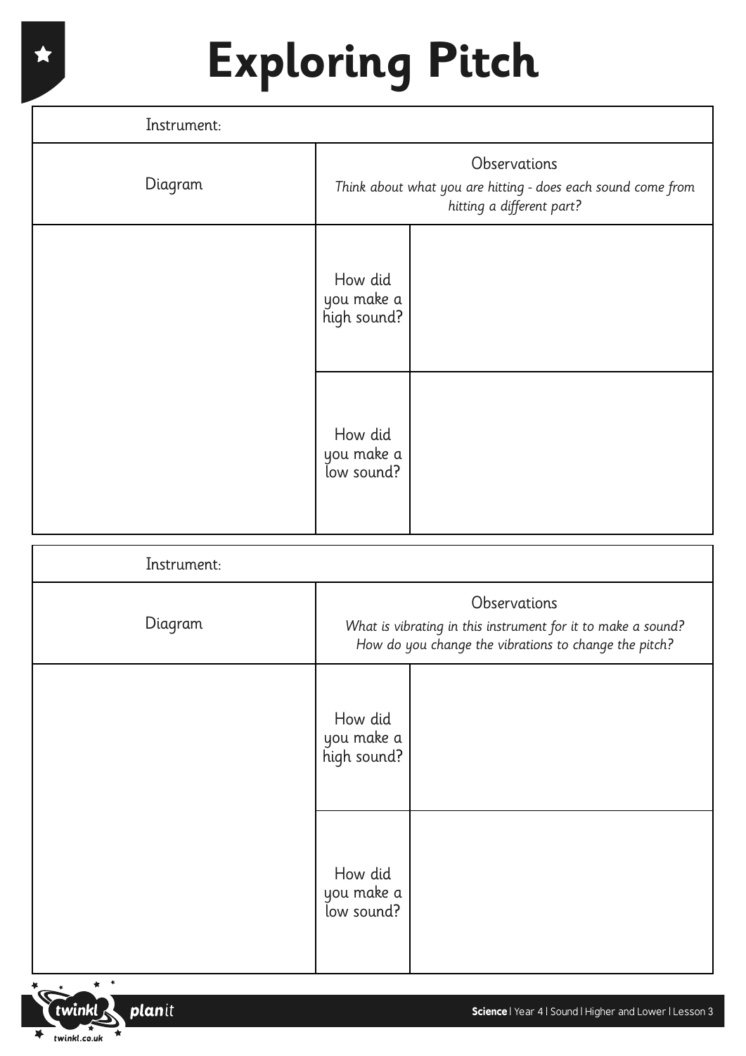# Exploring Pitch

| Instrument: | | |
|---|---|---|
| Diagram | Observations<br>*Think about what you are hitting - does each sound come from hitting a different part?* | |
| | How did you make a high sound? | |
| | How did you make a low sound? | |

| Instrument: | | |
|---|---|---|
| Diagram | Observations<br>*What is vibrating in this instrument for it to make a sound? How do you change the vibrations to change the pitch?* | |
| | How did you make a high sound? | |
| | How did you make a low sound? | |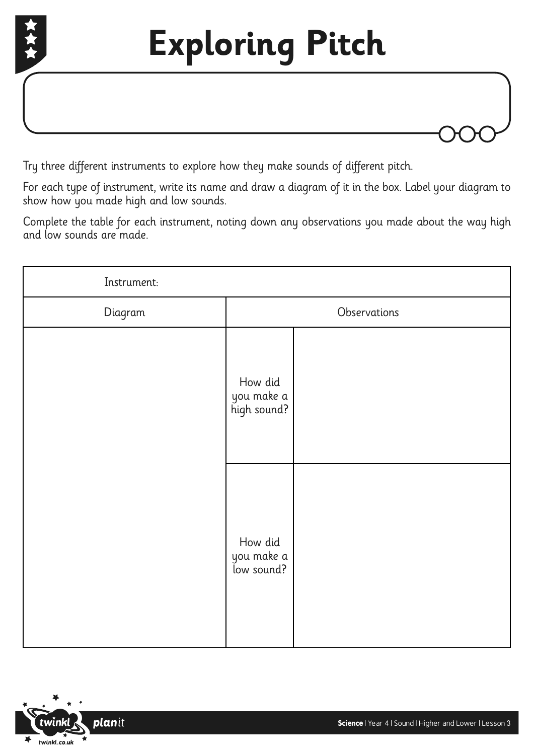# Exploring Pitch

Try three different instruments to explore how they make sounds of different pitch.

For each type of instrument, write its name and draw a diagram of it in the box. Label your diagram to show how you made high and low sounds.

Complete the table for each instrument, noting down any observations you made about the way high and low sounds are made.

| Instrument: | | |
|---|---|---|
| Diagram | Observations | |
| | How did you make a high sound? | |
| | How did you make a low sound? | |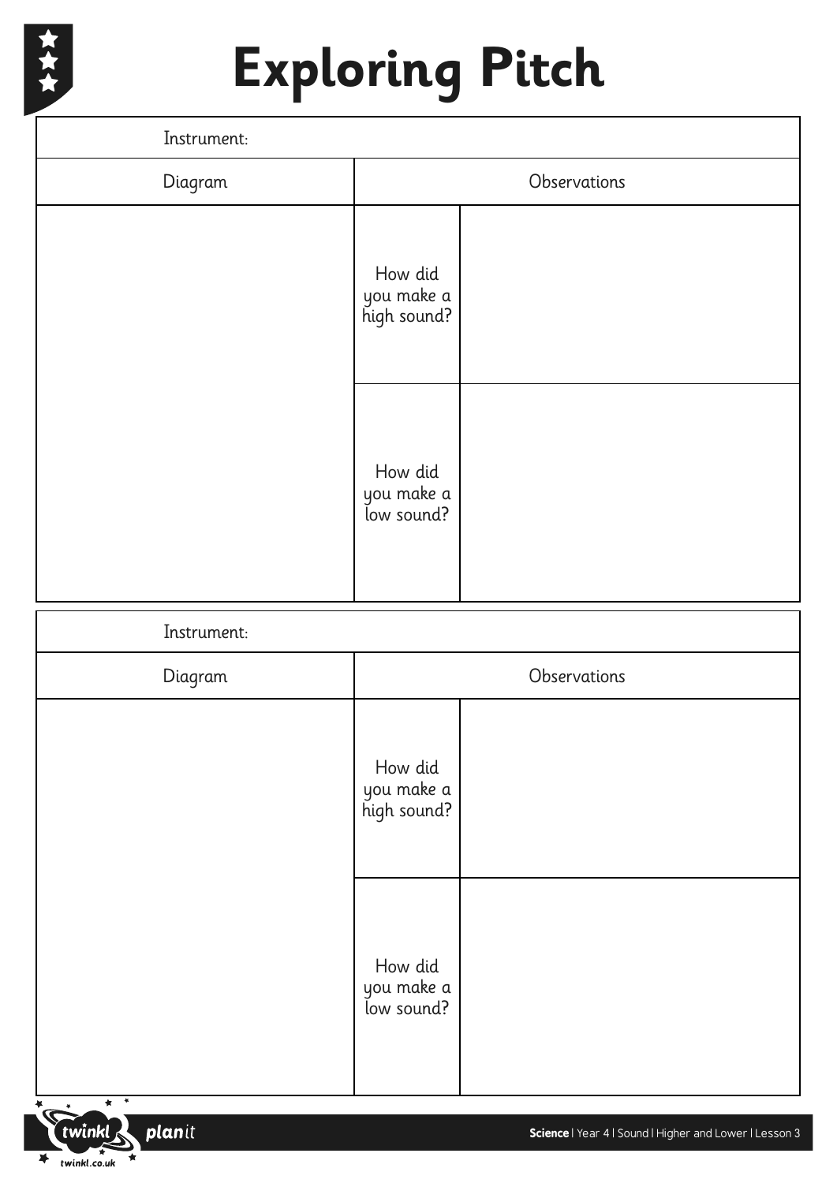# Exploring Pitch

| Instrument: | | |
| --- | --- | --- |
| Diagram | Observations | |
| | How did you make a high sound? | |
| | How did you make a low sound? | |

| Instrument: | | |
| --- | --- | --- |
| Diagram | Observations | |
| | How did you make a high sound? | |
| | How did you make a low sound? | |